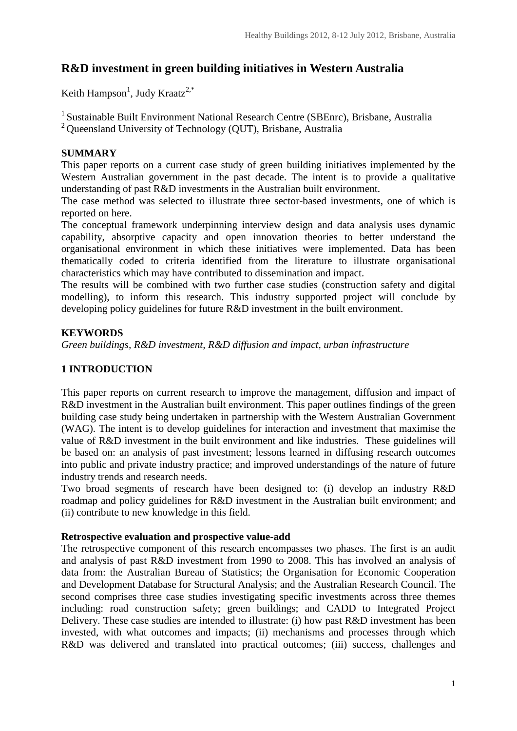# R&D investment in green building initiatives in Western Australia

Keith Hampson[1], Judy Kraatz[2,*]

[1] Sustainable Built Environment National Research Centre (SBEnrc), Brisbane, Australia
[2] Queensland University of Technology (QUT), Brisbane, Australia

## SUMMARY

This paper reports on a current case study of green building initiatives implemented by the Western Australian government in the past decade. The intent is to provide a qualitative understanding of past R&D investments in the Australian built environment.

The case method was selected to illustrate three sector-based investments, one of which is reported on here.

The conceptual framework underpinning interview design and data analysis uses dynamic capability, absorptive capacity and open innovation theories to better understand the organisational environment in which these initiatives were implemented. Data has been thematically coded to criteria identified from the literature to illustrate organisational characteristics which may have contributed to dissemination and impact.

The results will be combined with two further case studies (construction safety and digital modelling), to inform this research. This industry supported project will conclude by developing policy guidelines for future R&D investment in the built environment.

## KEYWORDS

*Green buildings, R&D investment, R&D diffusion and impact, urban infrastructure*

## 1 INTRODUCTION

This paper reports on current research to improve the management, diffusion and impact of R&D investment in the Australian built environment. This paper outlines findings of the green building case study being undertaken in partnership with the Western Australian Government (WAG). The intent is to develop guidelines for interaction and investment that maximise the value of R&D investment in the built environment and like industries. These guidelines will be based on: an analysis of past investment; lessons learned in diffusing research outcomes into public and private industry practice; and improved understandings of the nature of future industry trends and research needs.

Two broad segments of research have been designed to: (i) develop an industry R&D roadmap and policy guidelines for R&D investment in the Australian built environment; and (ii) contribute to new knowledge in this field.

### Retrospective evaluation and prospective value-add

The retrospective component of this research encompasses two phases. The first is an audit and analysis of past R&D investment from 1990 to 2008. This has involved an analysis of data from: the Australian Bureau of Statistics; the Organisation for Economic Cooperation and Development Database for Structural Analysis; and the Australian Research Council. The second comprises three case studies investigating specific investments across three themes including: road construction safety; green buildings; and CADD to Integrated Project Delivery. These case studies are intended to illustrate: (i) how past R&D investment has been invested, with what outcomes and impacts; (ii) mechanisms and processes through which R&D was delivered and translated into practical outcomes; (iii) success, challenges and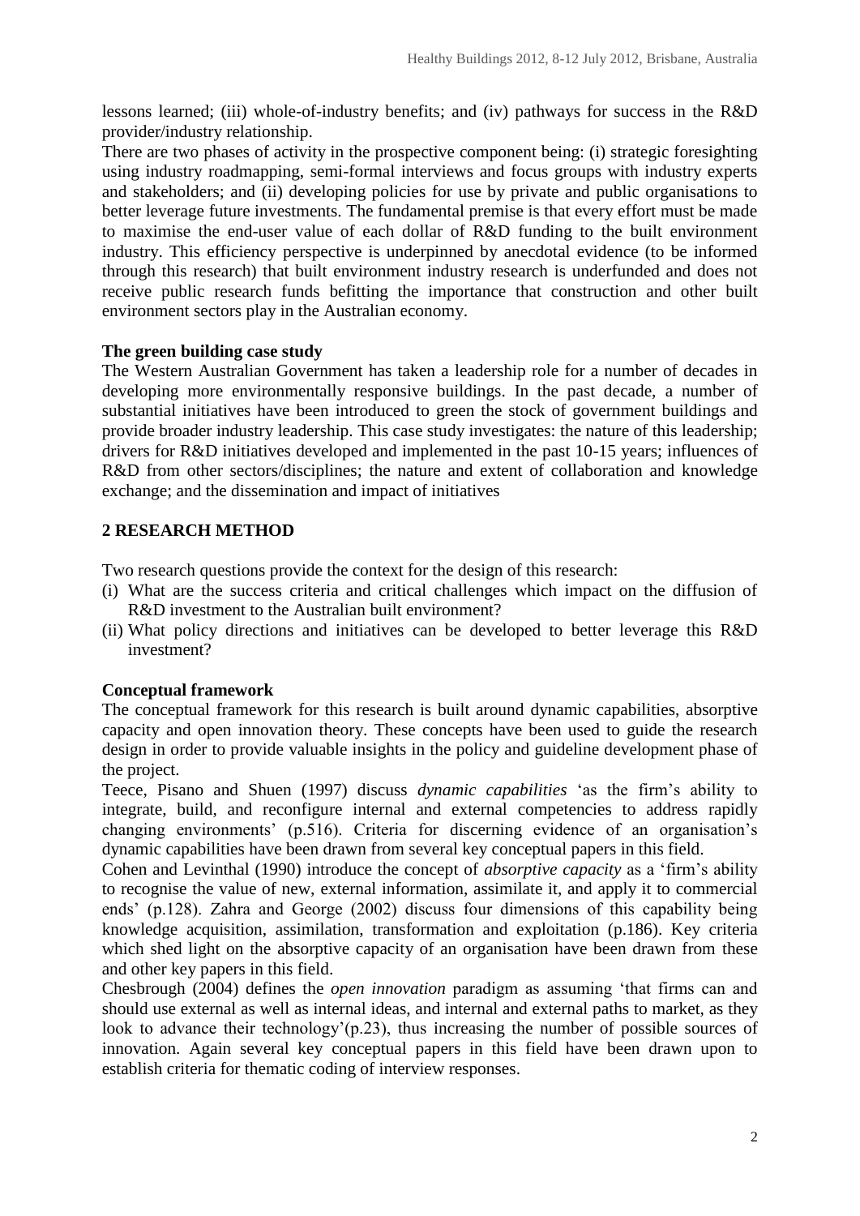lessons learned; (iii) whole-of-industry benefits; and (iv) pathways for success in the R&D provider/industry relationship.

There are two phases of activity in the prospective component being: (i) strategic foresighting using industry roadmapping, semi-formal interviews and focus groups with industry experts and stakeholders; and (ii) developing policies for use by private and public organisations to better leverage future investments. The fundamental premise is that every effort must be made to maximise the end-user value of each dollar of R&D funding to the built environment industry. This efficiency perspective is underpinned by anecdotal evidence (to be informed through this research) that built environment industry research is underfunded and does not receive public research funds befitting the importance that construction and other built environment sectors play in the Australian economy.

**The green building case study**

The Western Australian Government has taken a leadership role for a number of decades in developing more environmentally responsive buildings. In the past decade, a number of substantial initiatives have been introduced to green the stock of government buildings and provide broader industry leadership. This case study investigates: the nature of this leadership; drivers for R&D initiatives developed and implemented in the past 10-15 years; influences of R&D from other sectors/disciplines; the nature and extent of collaboration and knowledge exchange; and the dissemination and impact of initiatives

## 2 RESEARCH METHOD

Two research questions provide the context for the design of this research:

(i) What are the success criteria and critical challenges which impact on the diffusion of R&D investment to the Australian built environment?
(ii) What policy directions and initiatives can be developed to better leverage this R&D investment?

**Conceptual framework**

The conceptual framework for this research is built around dynamic capabilities, absorptive capacity and open innovation theory. These concepts have been used to guide the research design in order to provide valuable insights in the policy and guideline development phase of the project.

Teece, Pisano and Shuen (1997) discuss *dynamic capabilities* 'as the firm's ability to integrate, build, and reconfigure internal and external competencies to address rapidly changing environments' (p.516). Criteria for discerning evidence of an organisation's dynamic capabilities have been drawn from several key conceptual papers in this field.

Cohen and Levinthal (1990) introduce the concept of *absorptive capacity* as a 'firm's ability to recognise the value of new, external information, assimilate it, and apply it to commercial ends' (p.128). Zahra and George (2002) discuss four dimensions of this capability being knowledge acquisition, assimilation, transformation and exploitation (p.186). Key criteria which shed light on the absorptive capacity of an organisation have been drawn from these and other key papers in this field.

Chesbrough (2004) defines the *open innovation* paradigm as assuming 'that firms can and should use external as well as internal ideas, and internal and external paths to market, as they look to advance their technology'(p.23), thus increasing the number of possible sources of innovation. Again several key conceptual papers in this field have been drawn upon to establish criteria for thematic coding of interview responses.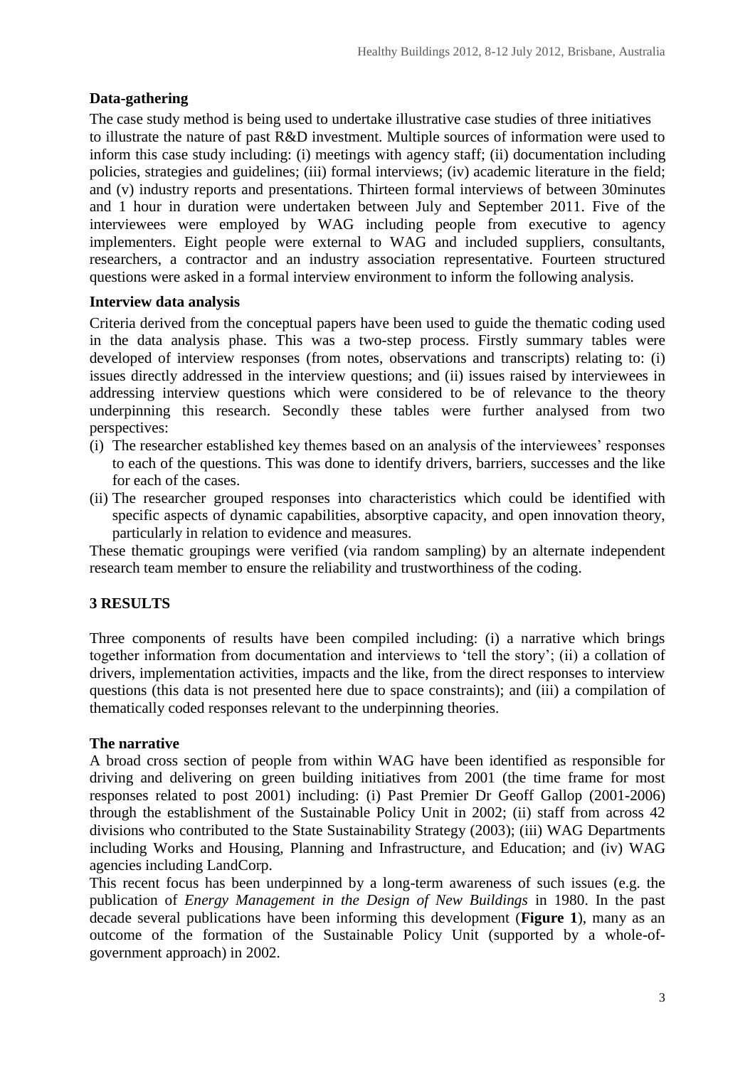### Data-gathering

The case study method is being used to undertake illustrative case studies of three initiatives to illustrate the nature of past R&D investment. Multiple sources of information were used to inform this case study including: (i) meetings with agency staff; (ii) documentation including policies, strategies and guidelines; (iii) formal interviews; (iv) academic literature in the field; and (v) industry reports and presentations. Thirteen formal interviews of between 30minutes and 1 hour in duration were undertaken between July and September 2011. Five of the interviewees were employed by WAG including people from executive to agency implementers. Eight people were external to WAG and included suppliers, consultants, researchers, a contractor and an industry association representative. Fourteen structured questions were asked in a formal interview environment to inform the following analysis.

### Interview data analysis

Criteria derived from the conceptual papers have been used to guide the thematic coding used in the data analysis phase. This was a two-step process. Firstly summary tables were developed of interview responses (from notes, observations and transcripts) relating to: (i) issues directly addressed in the interview questions; and (ii) issues raised by interviewees in addressing interview questions which were considered to be of relevance to the theory underpinning this research. Secondly these tables were further analysed from two perspectives:

(i) The researcher established key themes based on an analysis of the interviewees' responses to each of the questions. This was done to identify drivers, barriers, successes and the like for each of the cases.
(ii) The researcher grouped responses into characteristics which could be identified with specific aspects of dynamic capabilities, absorptive capacity, and open innovation theory, particularly in relation to evidence and measures.

These thematic groupings were verified (via random sampling) by an alternate independent research team member to ensure the reliability and trustworthiness of the coding.

## 3 RESULTS

Three components of results have been compiled including: (i) a narrative which brings together information from documentation and interviews to 'tell the story'; (ii) a collation of drivers, implementation activities, impacts and the like, from the direct responses to interview questions (this data is not presented here due to space constraints); and (iii) a compilation of thematically coded responses relevant to the underpinning theories.

### The narrative

A broad cross section of people from within WAG have been identified as responsible for driving and delivering on green building initiatives from 2001 (the time frame for most responses related to post 2001) including: (i) Past Premier Dr Geoff Gallop (2001-2006) through the establishment of the Sustainable Policy Unit in 2002; (ii) staff from across 42 divisions who contributed to the State Sustainability Strategy (2003); (iii) WAG Departments including Works and Housing, Planning and Infrastructure, and Education; and (iv) WAG agencies including LandCorp.

This recent focus has been underpinned by a long-term awareness of such issues (e.g. the publication of *Energy Management in the Design of New Buildings* in 1980. In the past decade several publications have been informing this development (**Figure 1**), many as an outcome of the formation of the Sustainable Policy Unit (supported by a whole-of-government approach) in 2002.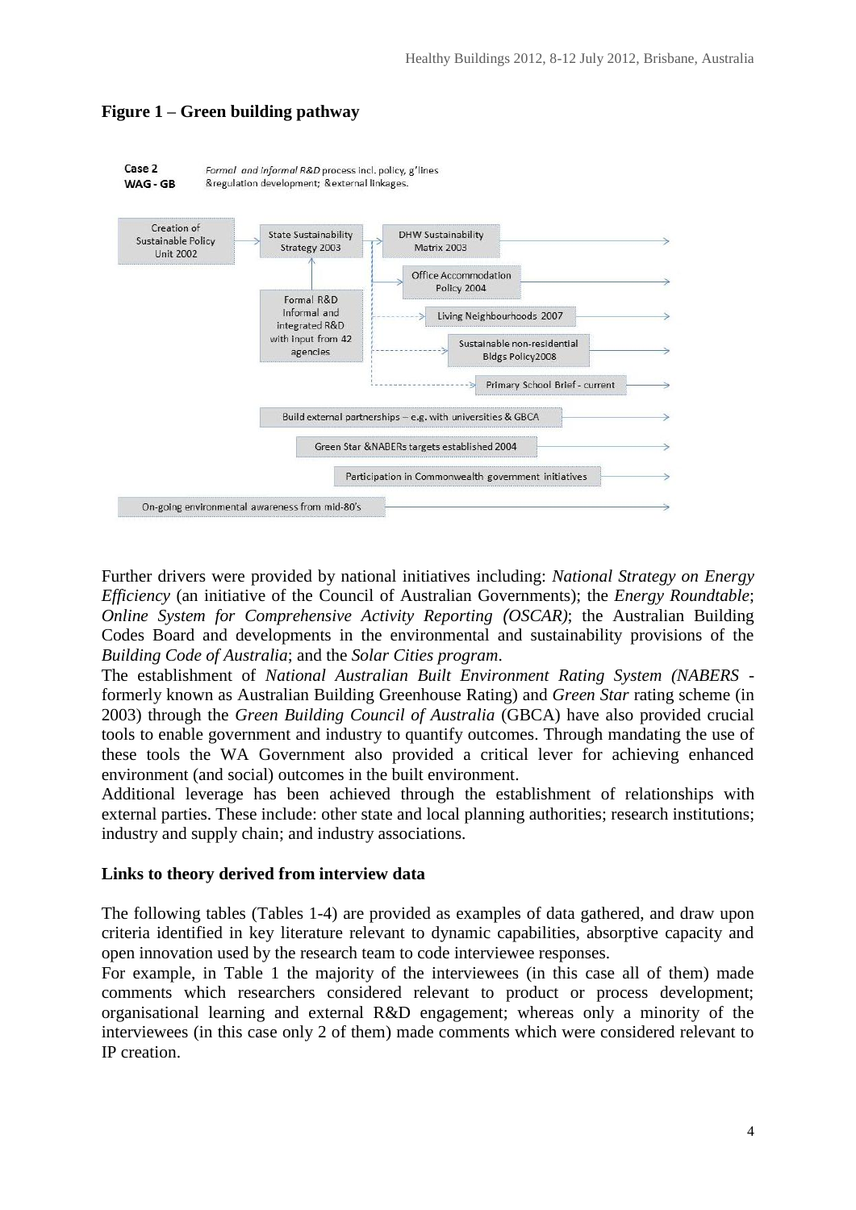**Figure 1 – Green building pathway**

Case 2 WAG - GB — *Formal and informal R&D* process incl. policy, g'lines &regulation development; &external linkages.

Creation of Sustainable Policy Unit 2002

State Sustainability Strategy 2003

DHW Sustainability Matrix 2003

Office Accommodation Policy 2004

Formal R&D Informal and integrated R&D with input from 42 agencies

Living Neighbourhoods 2007

Sustainable non-residential Bldgs Policy2008

Primary School Brief - current

Build external partnerships – e.g. with universities & GBCA

Green Star &NABERs targets established 2004

Participation in Commonwealth government initiatives

On-going environmental awareness from mid-80's

Further drivers were provided by national initiatives including: *National Strategy on Energy Efficiency* (an initiative of the Council of Australian Governments); the *Energy Roundtable*; *Online System for Comprehensive Activity Reporting (OSCAR)*; the Australian Building Codes Board and developments in the environmental and sustainability provisions of the *Building Code of Australia*; and the *Solar Cities program*.

The establishment of *National Australian Built Environment Rating System (NABERS* - formerly known as Australian Building Greenhouse Rating) and *Green Star* rating scheme (in 2003) through the *Green Building Council of Australia* (GBCA) have also provided crucial tools to enable government and industry to quantify outcomes. Through mandating the use of these tools the WA Government also provided a critical lever for achieving enhanced environment (and social) outcomes in the built environment.

Additional leverage has been achieved through the establishment of relationships with external parties. These include: other state and local planning authorities; research institutions; industry and supply chain; and industry associations.

**Links to theory derived from interview data**

The following tables (Tables 1-4) are provided as examples of data gathered, and draw upon criteria identified in key literature relevant to dynamic capabilities, absorptive capacity and open innovation used by the research team to code interviewee responses.

For example, in Table 1 the majority of the interviewees (in this case all of them) made comments which researchers considered relevant to product or process development; organisational learning and external R&D engagement; whereas only a minority of the interviewees (in this case only 2 of them) made comments which were considered relevant to IP creation.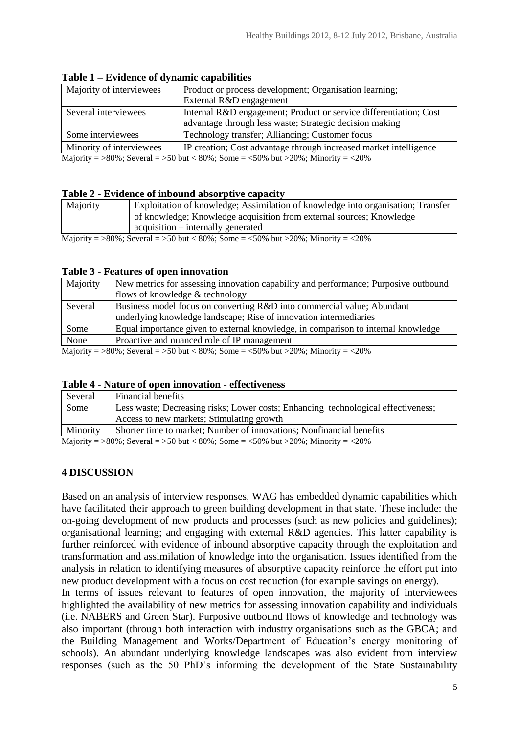**Table 1 – Evidence of dynamic capabilities**

| | |
|---|---|
| Majority of interviewees | Product or process development; Organisation learning; External R&D engagement |
| Several interviewees | Internal R&D engagement; Product or service differentiation; Cost advantage through less waste; Strategic decision making |
| Some interviewees | Technology transfer; Alliancing; Customer focus |
| Minority of interviewees | IP creation; Cost advantage through increased market intelligence |

Majority = >80%; Several = >50 but < 80%; Some = <50% but >20%; Minority = <20%

**Table 2 - Evidence of inbound absorptive capacity**

| | |
|---|---|
| Majority | Exploitation of knowledge; Assimilation of knowledge into organisation; Transfer of knowledge; Knowledge acquisition from external sources; Knowledge acquisition – internally generated |

Majority = >80%; Several = >50 but < 80%; Some = <50% but >20%; Minority = <20%

**Table 3 - Features of open innovation**

| | |
|---|---|
| Majority | New metrics for assessing innovation capability and performance; Purposive outbound flows of knowledge & technology |
| Several | Business model focus on converting R&D into commercial value; Abundant underlying knowledge landscape; Rise of innovation intermediaries |
| Some | Equal importance given to external knowledge, in comparison to internal knowledge |
| None | Proactive and nuanced role of IP management |

Majority = >80%; Several = >50 but < 80%; Some = <50% but >20%; Minority = <20%

**Table 4 - Nature of open innovation - effectiveness**

| | |
|---|---|
| Several | Financial benefits |
| Some | Less waste; Decreasing risks; Lower costs; Enhancing technological effectiveness; Access to new markets; Stimulating growth |
| Minority | Shorter time to market; Number of innovations; Nonfinancial benefits |

Majority = >80%; Several = >50 but < 80%; Some = <50% but >20%; Minority = <20%

## 4 DISCUSSION

Based on an analysis of interview responses, WAG has embedded dynamic capabilities which have facilitated their approach to green building development in that state. These include: the on-going development of new products and processes (such as new policies and guidelines); organisational learning; and engaging with external R&D agencies. This latter capability is further reinforced with evidence of inbound absorptive capacity through the exploitation and transformation and assimilation of knowledge into the organisation. Issues identified from the analysis in relation to identifying measures of absorptive capacity reinforce the effort put into new product development with a focus on cost reduction (for example savings on energy).

In terms of issues relevant to features of open innovation, the majority of interviewees highlighted the availability of new metrics for assessing innovation capability and individuals (i.e. NABERS and Green Star). Purposive outbound flows of knowledge and technology was also important (through both interaction with industry organisations such as the GBCA; and the Building Management and Works/Department of Education's energy monitoring of schools). An abundant underlying knowledge landscapes was also evident from interview responses (such as the 50 PhD's informing the development of the State Sustainability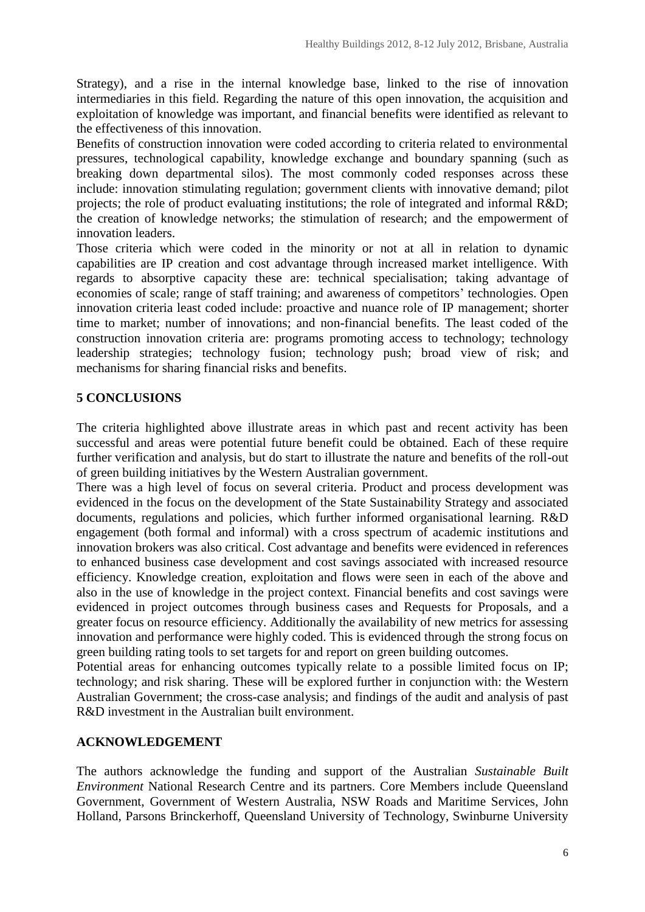Strategy), and a rise in the internal knowledge base, linked to the rise of innovation intermediaries in this field. Regarding the nature of this open innovation, the acquisition and exploitation of knowledge was important, and financial benefits were identified as relevant to the effectiveness of this innovation.

Benefits of construction innovation were coded according to criteria related to environmental pressures, technological capability, knowledge exchange and boundary spanning (such as breaking down departmental silos). The most commonly coded responses across these include: innovation stimulating regulation; government clients with innovative demand; pilot projects; the role of product evaluating institutions; the role of integrated and informal R&D; the creation of knowledge networks; the stimulation of research; and the empowerment of innovation leaders.

Those criteria which were coded in the minority or not at all in relation to dynamic capabilities are IP creation and cost advantage through increased market intelligence. With regards to absorptive capacity these are: technical specialisation; taking advantage of economies of scale; range of staff training; and awareness of competitors' technologies. Open innovation criteria least coded include: proactive and nuance role of IP management; shorter time to market; number of innovations; and non-financial benefits. The least coded of the construction innovation criteria are: programs promoting access to technology; technology leadership strategies; technology fusion; technology push; broad view of risk; and mechanisms for sharing financial risks and benefits.

## 5 CONCLUSIONS

The criteria highlighted above illustrate areas in which past and recent activity has been successful and areas were potential future benefit could be obtained. Each of these require further verification and analysis, but do start to illustrate the nature and benefits of the roll-out of green building initiatives by the Western Australian government.

There was a high level of focus on several criteria. Product and process development was evidenced in the focus on the development of the State Sustainability Strategy and associated documents, regulations and policies, which further informed organisational learning. R&D engagement (both formal and informal) with a cross spectrum of academic institutions and innovation brokers was also critical. Cost advantage and benefits were evidenced in references to enhanced business case development and cost savings associated with increased resource efficiency. Knowledge creation, exploitation and flows were seen in each of the above and also in the use of knowledge in the project context. Financial benefits and cost savings were evidenced in project outcomes through business cases and Requests for Proposals, and a greater focus on resource efficiency. Additionally the availability of new metrics for assessing innovation and performance were highly coded. This is evidenced through the strong focus on green building rating tools to set targets for and report on green building outcomes.

Potential areas for enhancing outcomes typically relate to a possible limited focus on IP; technology; and risk sharing. These will be explored further in conjunction with: the Western Australian Government; the cross-case analysis; and findings of the audit and analysis of past R&D investment in the Australian built environment.

## ACKNOWLEDGEMENT

The authors acknowledge the funding and support of the Australian *Sustainable Built Environment* National Research Centre and its partners. Core Members include Queensland Government, Government of Western Australia, NSW Roads and Maritime Services, John Holland, Parsons Brinckerhoff, Queensland University of Technology, Swinburne University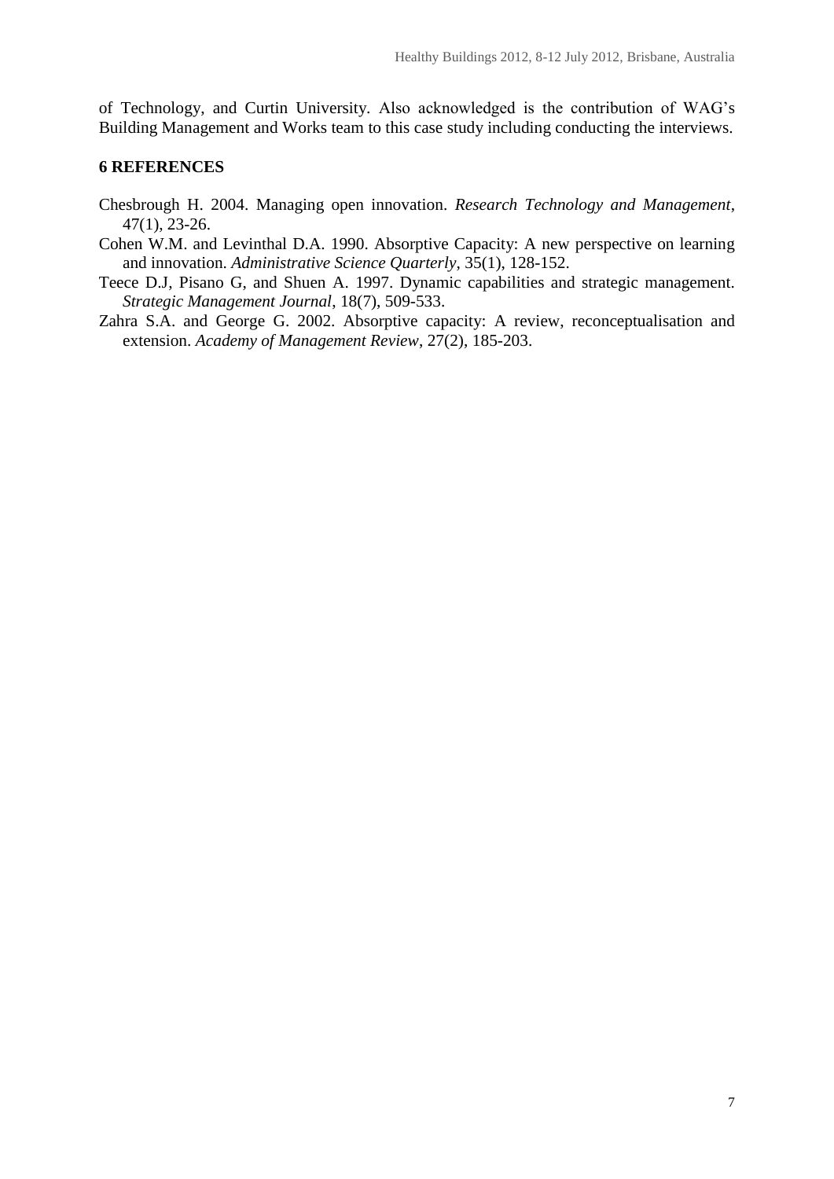of Technology, and Curtin University. Also acknowledged is the contribution of WAG's Building Management and Works team to this case study including conducting the interviews.

## 6 REFERENCES

Chesbrough H. 2004. Managing open innovation. *Research Technology and Management*, 47(1), 23-26.

Cohen W.M. and Levinthal D.A. 1990. Absorptive Capacity: A new perspective on learning and innovation. *Administrative Science Quarterly*, 35(1), 128-152.

Teece D.J, Pisano G, and Shuen A. 1997. Dynamic capabilities and strategic management. *Strategic Management Journal*, 18(7), 509-533.

Zahra S.A. and George G. 2002. Absorptive capacity: A review, reconceptualisation and extension. *Academy of Management Review*, 27(2), 185-203.